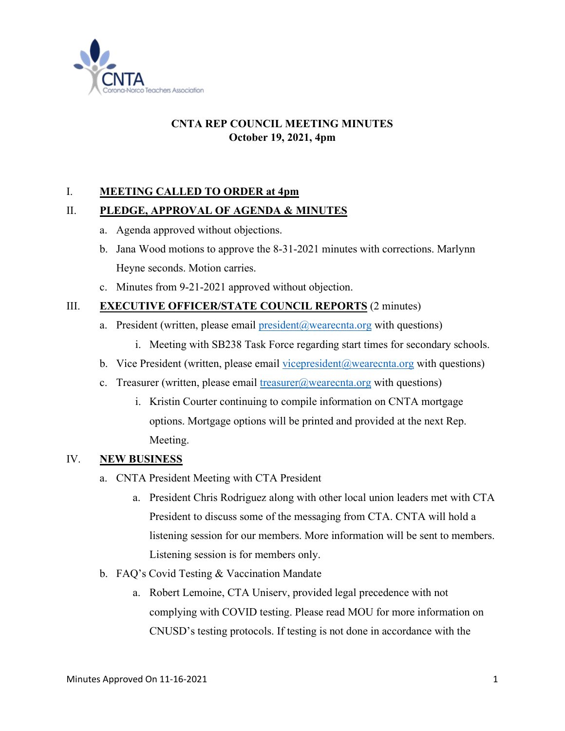CNTA
Corona-Norco Teachers Association

# CNTA REP COUNCIL MEETING MINUTES
**October 19, 2021, 4pm**

I. **MEETING CALLED TO ORDER at 4pm**

II. **PLEDGE, APPROVAL OF AGENDA & MINUTES**

a. Agenda approved without objections.

b. Jana Wood motions to approve the 8-31-2021 minutes with corrections. Marlynn Heyne seconds. Motion carries.

c. Minutes from 9-21-2021 approved without objection.

III. **EXECUTIVE OFFICER/STATE COUNCIL REPORTS** (2 minutes)

a. President (written, please email president@wearecnta.org with questions)

i. Meeting with SB238 Task Force regarding start times for secondary schools.

b. Vice President (written, please email vicepresident@wearecnta.org with questions)

c. Treasurer (written, please email treasurer@wearecnta.org with questions)

i. Kristin Courter continuing to compile information on CNTA mortgage options. Mortgage options will be printed and provided at the next Rep. Meeting.

IV. **NEW BUSINESS**

a. CNTA President Meeting with CTA President

a. President Chris Rodriguez along with other local union leaders met with CTA President to discuss some of the messaging from CTA. CNTA will hold a listening session for our members. More information will be sent to members. Listening session is for members only.

b. FAQ's Covid Testing & Vaccination Mandate

a. Robert Lemoine, CTA Uniserv, provided legal precedence with not complying with COVID testing. Please read MOU for more information on CNUSD's testing protocols. If testing is not done in accordance with the

Minutes Approved On 11-16-2021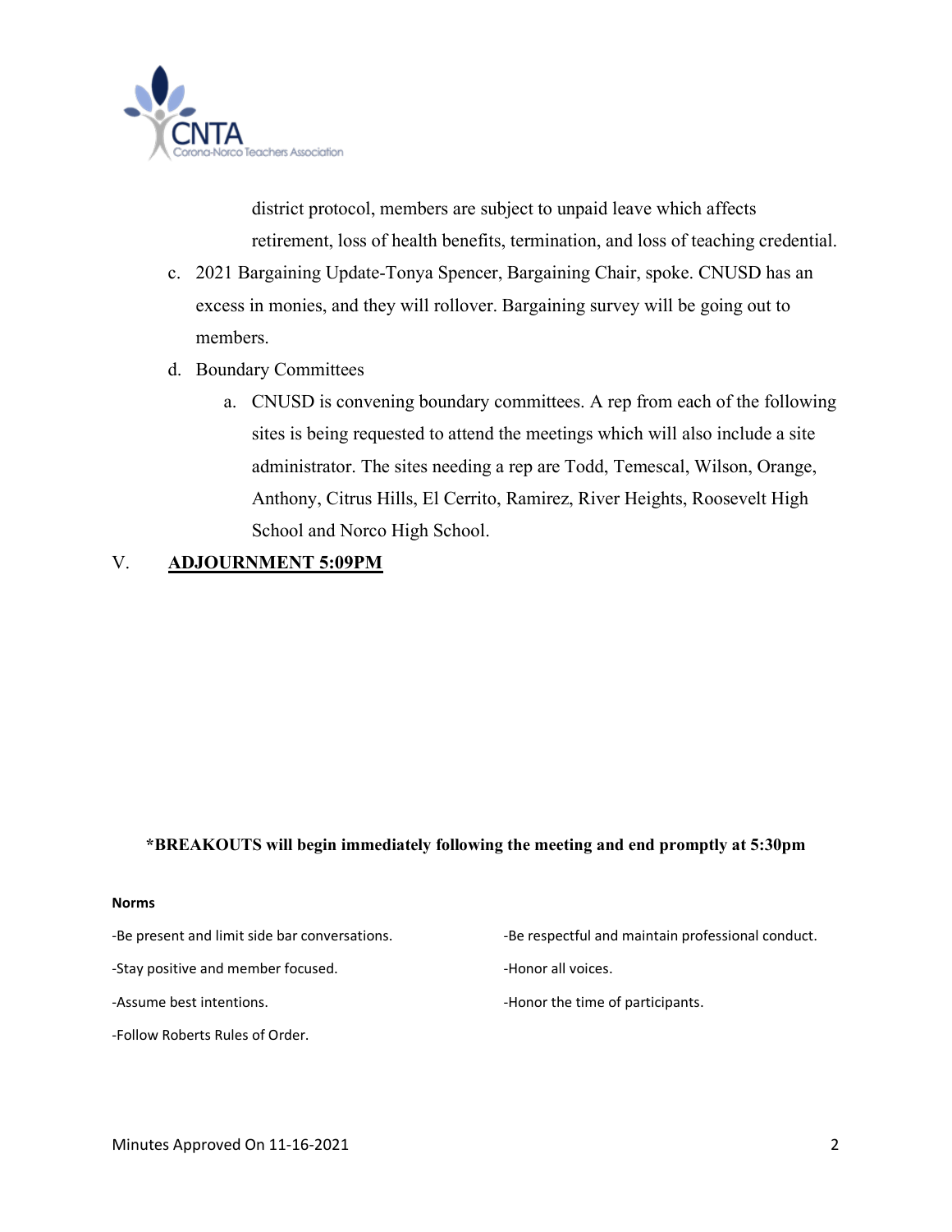district protocol, members are subject to unpaid leave which affects retirement, loss of health benefits, termination, and loss of teaching credential.

c. 2021 Bargaining Update-Tonya Spencer, Bargaining Chair, spoke. CNUSD has an excess in monies, and they will rollover. Bargaining survey will be going out to members.

d. Boundary Committees

    a. CNUSD is convening boundary committees. A rep from each of the following sites is being requested to attend the meetings which will also include a site administrator. The sites needing a rep are Todd, Temescal, Wilson, Orange, Anthony, Citrus Hills, El Cerrito, Ramirez, River Heights, Roosevelt High School and Norco High School.

V. **ADJOURNMENT 5:09PM**

**\*BREAKOUTS will begin immediately following the meeting and end promptly at 5:30pm**

**Norms**

-Be present and limit side bar conversations.

-Stay positive and member focused.

-Assume best intentions.

-Follow Roberts Rules of Order.

-Be respectful and maintain professional conduct.

-Honor all voices.

-Honor the time of participants.

Minutes Approved On 11-16-2021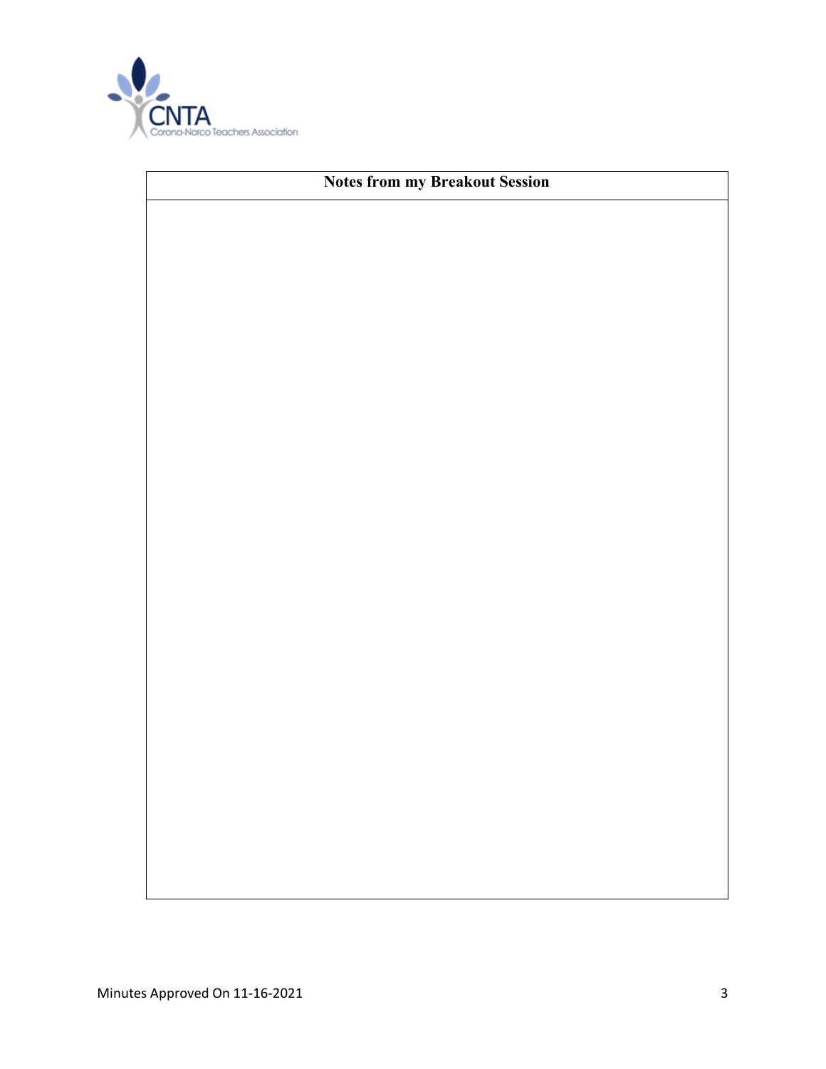CNTA
Corona-Norco Teachers Association

| Notes from my Breakout Session |
| --- |
| |

Minutes Approved On 11-16-2021